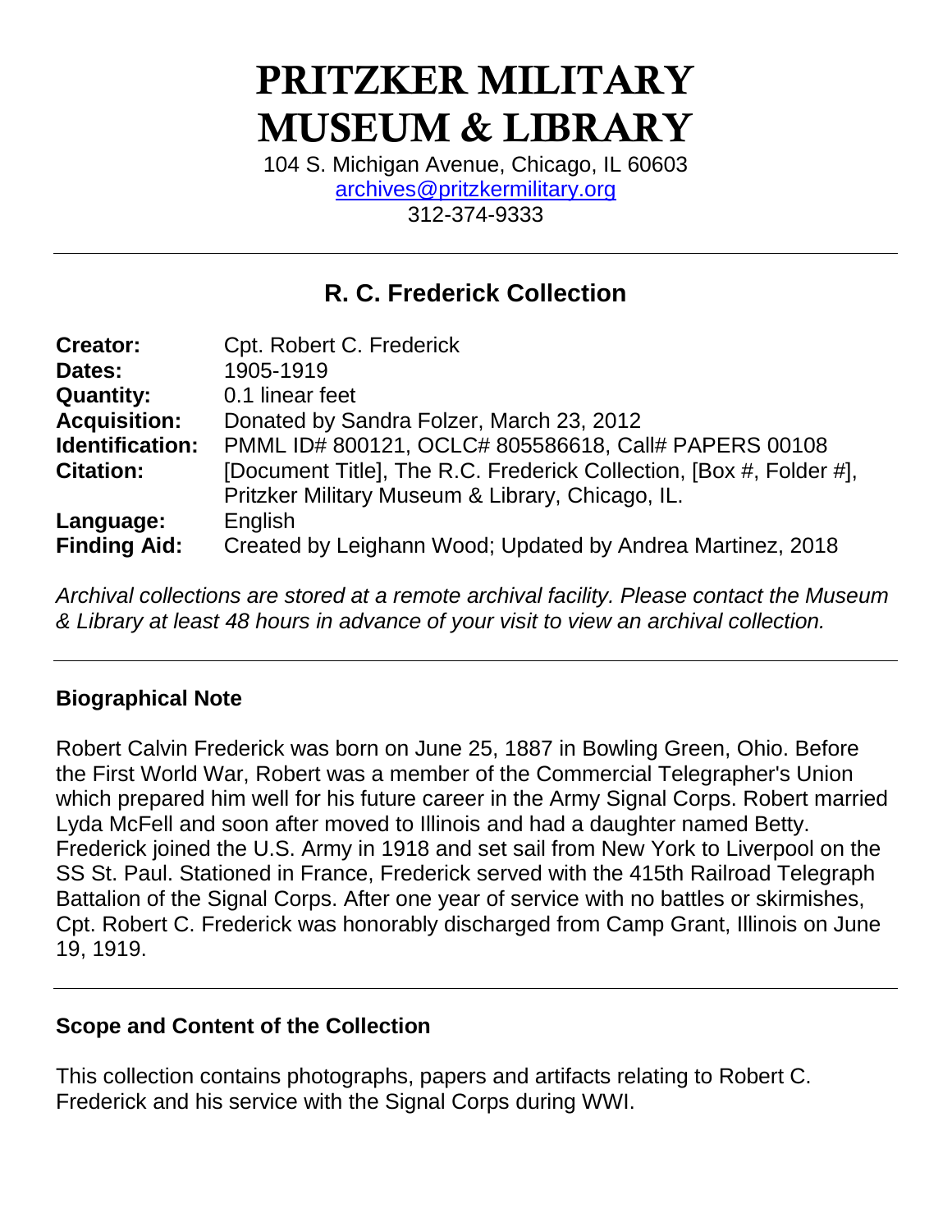# PRITZKER MILITARY MUSEUM & LIBRARY

104 S. Michigan Avenue, Chicago, IL 60603
archives@pritzkermilitary.org
312-374-9333

## R. C. Frederick Collection

| | |
|---|---|
| **Creator:** | Cpt. Robert C. Frederick |
| **Dates:** | 1905-1919 |
| **Quantity:** | 0.1 linear feet |
| **Acquisition:** | Donated by Sandra Folzer, March 23, 2012 |
| **Identification:** | PMML ID# 800121, OCLC# 805586618, Call# PAPERS 00108 |
| **Citation:** | [Document Title], The R.C. Frederick Collection, [Box #, Folder #], Pritzker Military Museum & Library, Chicago, IL. |
| **Language:** | English |
| **Finding Aid:** | Created by Leighann Wood; Updated by Andrea Martinez, 2018 |

*Archival collections are stored at a remote archival facility. Please contact the Museum & Library at least 48 hours in advance of your visit to view an archival collection.*

### Biographical Note

Robert Calvin Frederick was born on June 25, 1887 in Bowling Green, Ohio. Before the First World War, Robert was a member of the Commercial Telegrapher's Union which prepared him well for his future career in the Army Signal Corps. Robert married Lyda McFell and soon after moved to Illinois and had a daughter named Betty. Frederick joined the U.S. Army in 1918 and set sail from New York to Liverpool on the SS St. Paul. Stationed in France, Frederick served with the 415th Railroad Telegraph Battalion of the Signal Corps. After one year of service with no battles or skirmishes, Cpt. Robert C. Frederick was honorably discharged from Camp Grant, Illinois on June 19, 1919.

### Scope and Content of the Collection

This collection contains photographs, papers and artifacts relating to Robert C. Frederick and his service with the Signal Corps during WWI.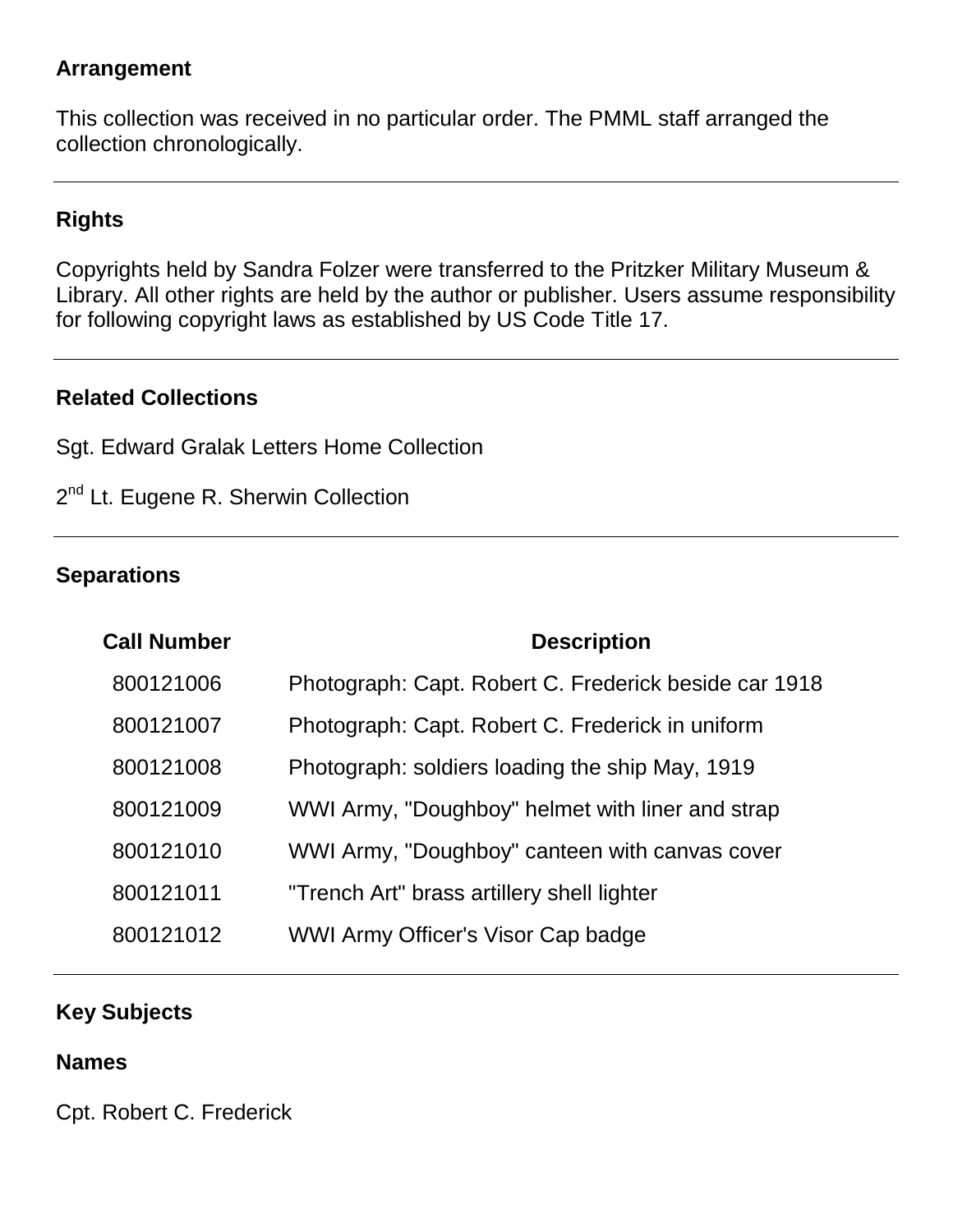## Arrangement

This collection was received in no particular order. The PMML staff arranged the collection chronologically.

---

## Rights

Copyrights held by Sandra Folzer were transferred to the Pritzker Military Museum & Library. All other rights are held by the author or publisher. Users assume responsibility for following copyright laws as established by US Code Title 17.

---

## Related Collections

Sgt. Edward Gralak Letters Home Collection

2nd Lt. Eugene R. Sherwin Collection

---

## Separations

| Call Number | Description |
|---|---|
| 800121006 | Photograph: Capt. Robert C. Frederick beside car 1918 |
| 800121007 | Photograph: Capt. Robert C. Frederick in uniform |
| 800121008 | Photograph: soldiers loading the ship May, 1919 |
| 800121009 | WWI Army, "Doughboy" helmet with liner and strap |
| 800121010 | WWI Army, "Doughboy" canteen with canvas cover |
| 800121011 | "Trench Art" brass artillery shell lighter |
| 800121012 | WWI Army Officer's Visor Cap badge |

---

## Key Subjects

### Names

Cpt. Robert C. Frederick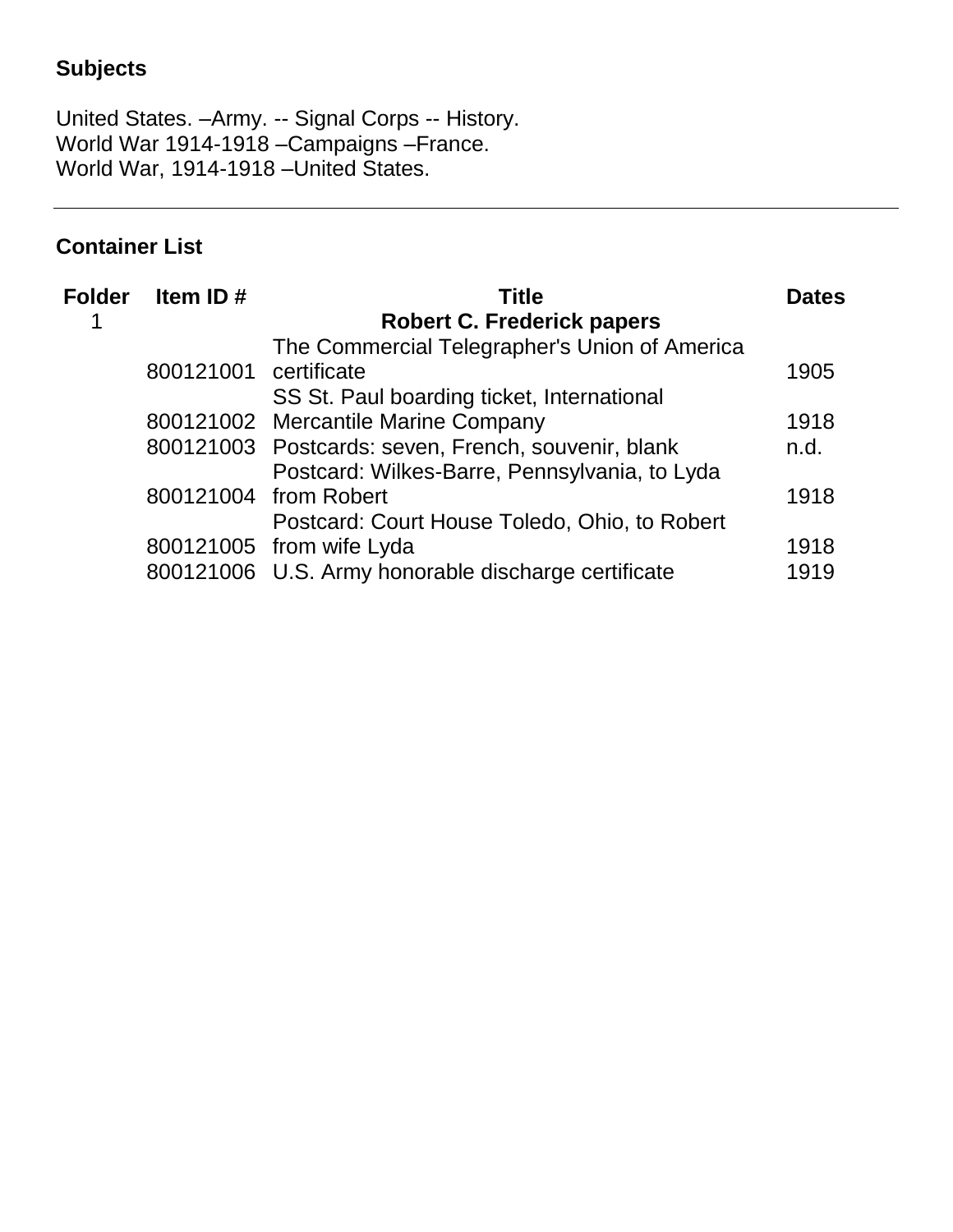## Subjects

United States. –Army. -- Signal Corps -- History.
World War 1914-1918 –Campaigns –France.
World War, 1914-1918 –United States.

---

## Container List

| Folder | Item ID # | Title | Dates |
|---|---|---|---|
| 1 | | **Robert C. Frederick papers** | |
| | 800121001 | The Commercial Telegrapher's Union of America certificate | 1905 |
| | 800121002 | SS St. Paul boarding ticket, International Mercantile Marine Company | 1918 |
| | 800121003 | Postcards: seven, French, souvenir, blank | n.d. |
| | 800121004 | Postcard: Wilkes-Barre, Pennsylvania, to Lyda from Robert | 1918 |
| | 800121005 | Postcard: Court House Toledo, Ohio, to Robert from wife Lyda | 1918 |
| | 800121006 | U.S. Army honorable discharge certificate | 1919 |